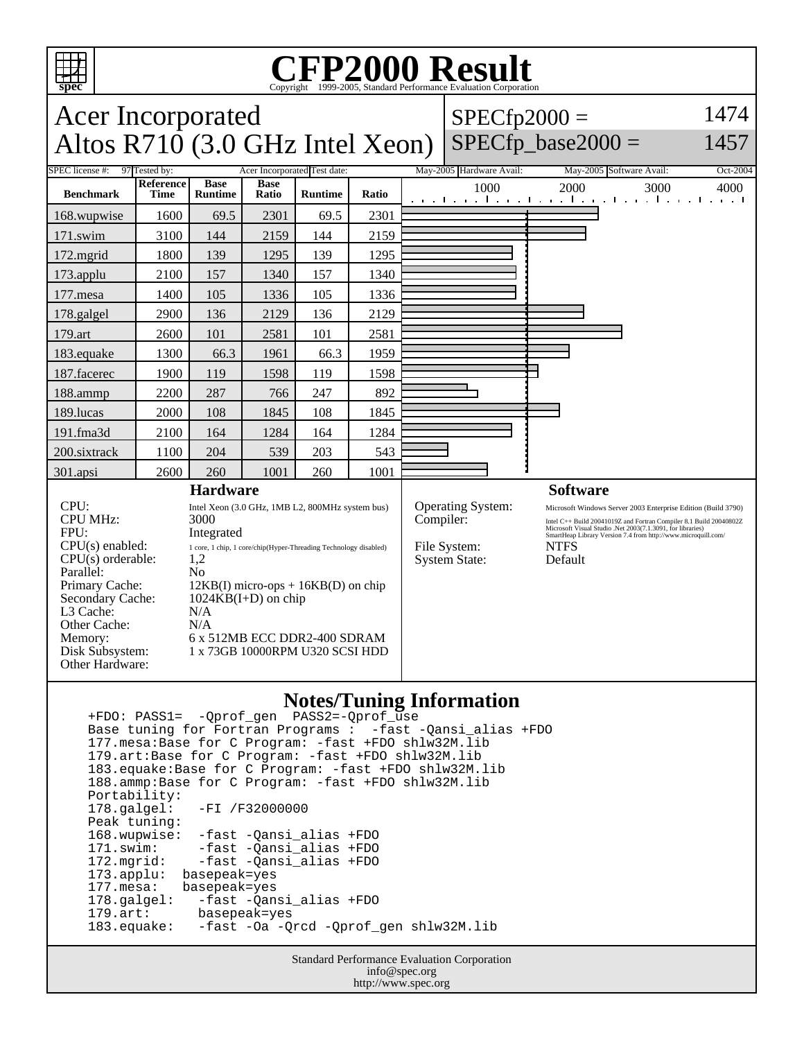# CFP2000 Result

Copyright 1999-2005, Standard Performance Evaluation Corporation

## Acer Incorporated
## Altos R710 (3.0 GHz Intel Xeon)

SPECfp2000 = 1474
SPECfp_base2000 = 1457

| SPEC license #: | 97 | Tested by: | Acer Incorporated | Test date: | May-2005 | Hardware Avail: | May-2005 | Software Avail: | Oct-2004 |
|---|---|---|---|---|---|---|---|---|---|

| Benchmark | Reference Time | Base Runtime | Base Ratio | Runtime | Ratio |
|---|---|---|---|---|---|
| 168.wupwise | 1600 | 69.5 | 2301 | 69.5 | 2301 |
| 171.swim | 3100 | 144 | 2159 | 144 | 2159 |
| 172.mgrid | 1800 | 139 | 1295 | 139 | 1295 |
| 173.applu | 2100 | 157 | 1340 | 157 | 1340 |
| 177.mesa | 1400 | 105 | 1336 | 105 | 1336 |
| 178.galgel | 2900 | 136 | 2129 | 136 | 2129 |
| 179.art | 2600 | 101 | 2581 | 101 | 2581 |
| 183.equake | 1300 | 66.3 | 1961 | 66.3 | 1959 |
| 187.facerec | 1900 | 119 | 1598 | 119 | 1598 |
| 188.ammp | 2200 | 287 | 766 | 247 | 892 |
| 189.lucas | 2000 | 108 | 1845 | 108 | 1845 |
| 191.fma3d | 2100 | 164 | 1284 | 164 | 1284 |
| 200.sixtrack | 1100 | 204 | 539 | 203 | 543 |
| 301.apsi | 2600 | 260 | 1001 | 260 | 1001 |

### Hardware

| | |
|---|---|
| CPU: | Intel Xeon (3.0 GHz, 1MB L2, 800MHz system bus) |
| CPU MHz: | 3000 |
| FPU: | Integrated |
| CPU(s) enabled: | 1 core, 1 chip, 1 core/chip(Hyper-Threading Technology disabled) |
| CPU(s) orderable: | 1,2 |
| Parallel: | No |
| Primary Cache: | 12KB(I) micro-ops + 16KB(D) on chip |
| Secondary Cache: | 1024KB(I+D) on chip |
| L3 Cache: | N/A |
| Other Cache: | N/A |
| Memory: | 6 x 512MB ECC DDR2-400 SDRAM |
| Disk Subsystem: | 1 x 73GB 10000RPM U320 SCSI HDD |
| Other Hardware: | |

### Software

| | |
|---|---|
| Operating System: | Microsoft Windows Server 2003 Enterprise Edition (Build 3790) |
| Compiler: | Intel C++ Build 20041019Z and Fortran Compiler 8.1 Build 20040802Z; Microsoft Visual Studio .Net 2003(7.1.3091, for libraries); SmartHeap Library Version 7.4 from http://www.microquill.com/ |
| File System: | NTFS |
| System State: | Default |

### Notes/Tuning Information

```
+FDO: PASS1=  -Qprof_gen  PASS2=-Qprof_use
Base tuning for Fortran Programs :  -fast -Qansi_alias +FDO
177.mesa:Base for C Program: -fast +FDO shlw32M.lib
179.art:Base for C Program: -fast +FDO shlw32M.lib
183.equake:Base for C Program: -fast +FDO shlw32M.lib
188.ammp:Base for C Program: -fast +FDO shlw32M.lib
Portability:
178.galgel:   -FI /F32000000
Peak tuning:
168.wupwise:  -fast -Qansi_alias +FDO
171.swim:     -fast -Qansi_alias +FDO
172.mgrid:    -fast -Qansi_alias +FDO
173.applu:  basepeak=yes
177.mesa:   basepeak=yes
178.galgel:   -fast -Qansi_alias +FDO
179.art:      basepeak=yes
183.equake:   -fast -Oa -Qrcd -Qprof_gen shlw32M.lib
```

Standard Performance Evaluation Corporation
info@spec.org
http://www.spec.org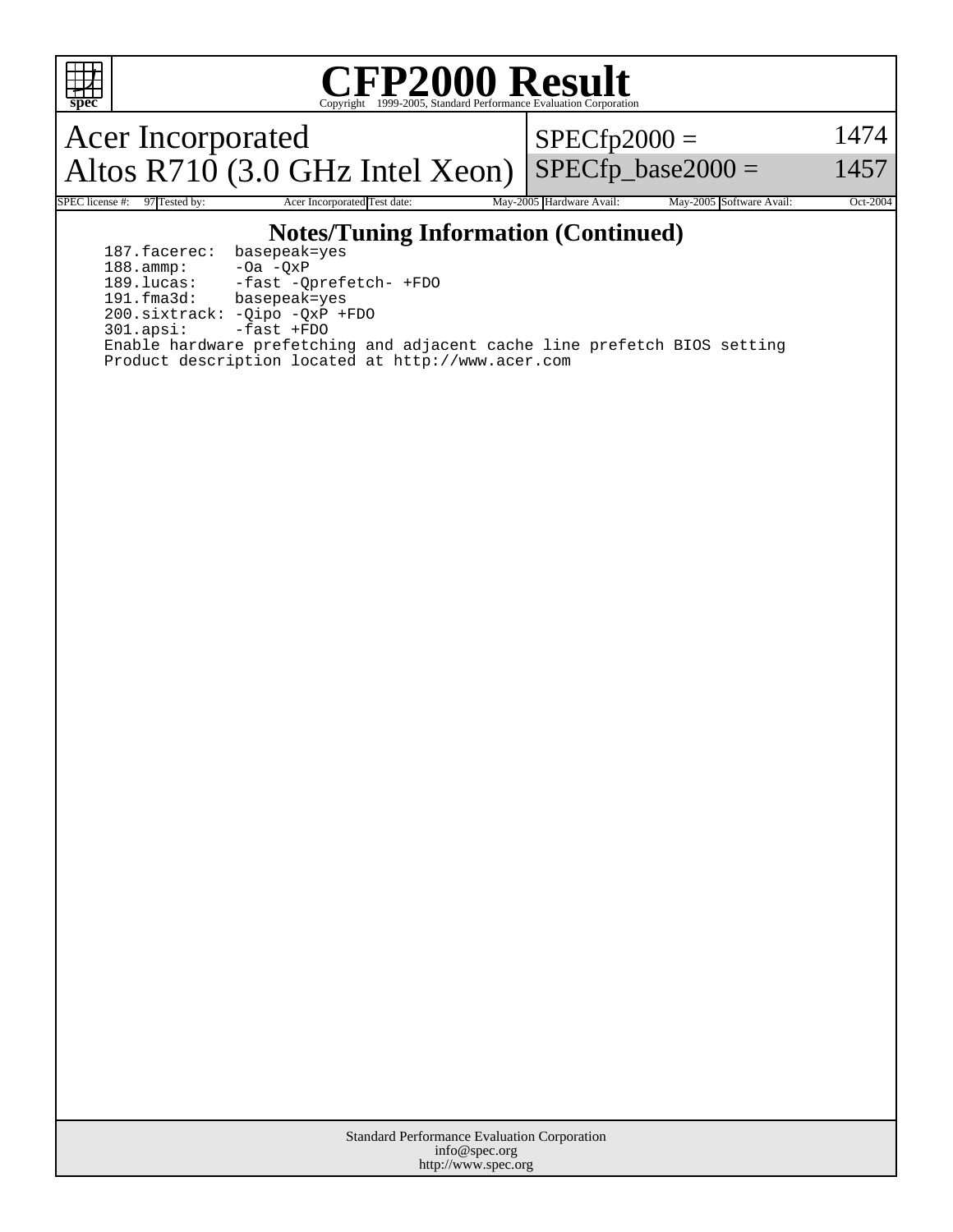# CFP2000 Result

Copyright 1999-2005, Standard Performance Evaluation Corporation

Acer Incorporated
Altos R710 (3.0 GHz Intel Xeon)

SPECfp2000 = 1474
SPECfp_base2000 = 1457

| SPEC license #: | 97 | Tested by: | Acer Incorporated | Test date: | May-2005 | Hardware Avail: | May-2005 | Software Avail: | Oct-2004 |
|---|---|---|---|---|---|---|---|---|---|

## Notes/Tuning Information (Continued)

```
187.facerec:  basepeak=yes
188.ammp:     -Oa -QxP
189.lucas:    -fast -Qprefetch- +FDO
191.fma3d:    basepeak=yes
200.sixtrack: -Qipo -QxP +FDO
301.apsi:     -fast +FDO
Enable hardware prefetching and adjacent cache line prefetch BIOS setting
Product description located at http://www.acer.com
```

Standard Performance Evaluation Corporation
info@spec.org
http://www.spec.org